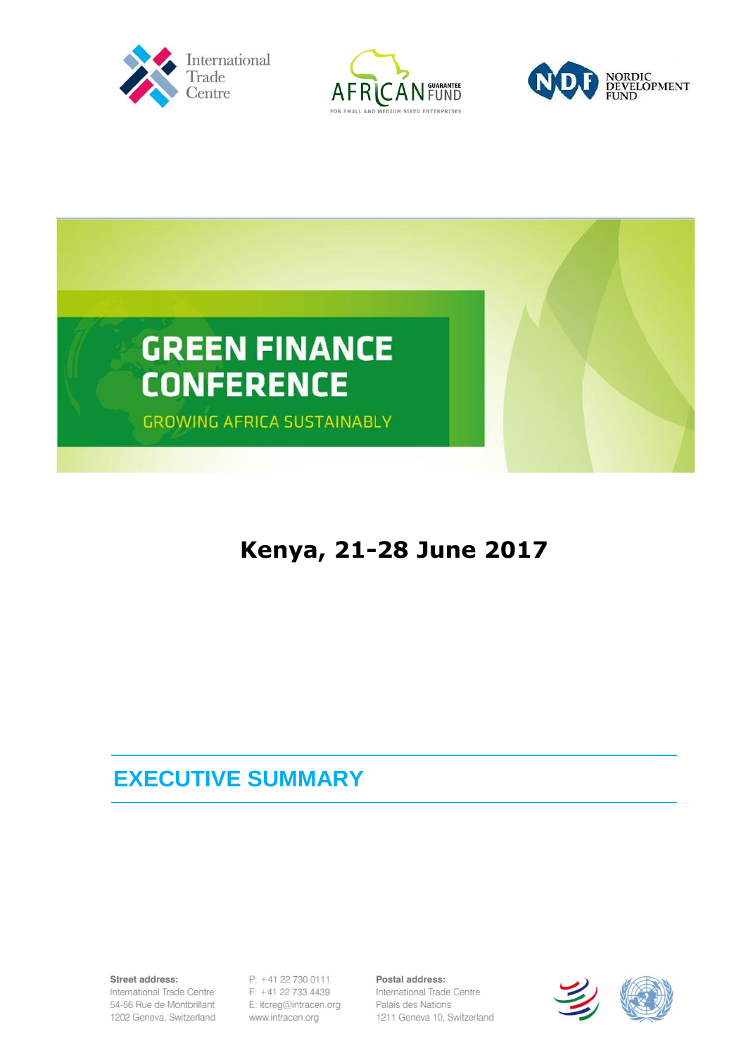International Trade Centre

AFRICAN GUARANTEE FUND FOR SMALL AND MEDIUM SIZED ENTERPRISES

NORDIC DEVELOPMENT FUND

# GREEN FINANCE CONFERENCE

GROWING AFRICA SUSTAINABLY

## Kenya, 21-28 June 2017

## EXECUTIVE SUMMARY

**Street address:**
International Trade Centre
54-56 Rue de Montbrillant
1202 Geneva, Switzerland

P: +41 22 730 0111
F: +41 22 733 4439
E: itcreg@intracen.org
www.intracen.org

**Postal address:**
International Trade Centre
Palais des Nations
1211 Geneva 10, Switzerland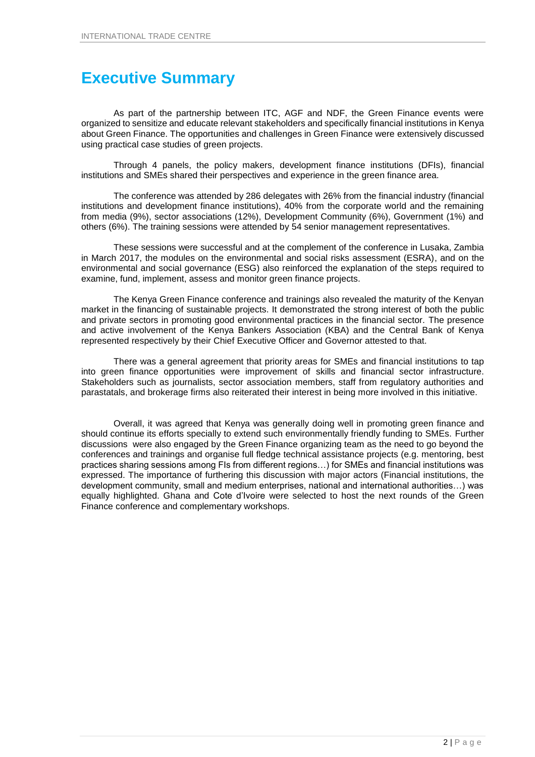# Executive Summary

As part of the partnership between ITC, AGF and NDF, the Green Finance events were organized to sensitize and educate relevant stakeholders and specifically financial institutions in Kenya about Green Finance. The opportunities and challenges in Green Finance were extensively discussed using practical case studies of green projects.

Through 4 panels, the policy makers, development finance institutions (DFIs), financial institutions and SMEs shared their perspectives and experience in the green finance area.

The conference was attended by 286 delegates with 26% from the financial industry (financial institutions and development finance institutions), 40% from the corporate world and the remaining from media (9%), sector associations (12%), Development Community (6%), Government (1%) and others (6%). The training sessions were attended by 54 senior management representatives.

These sessions were successful and at the complement of the conference in Lusaka, Zambia in March 2017, the modules on the environmental and social risks assessment (ESRA), and on the environmental and social governance (ESG) also reinforced the explanation of the steps required to examine, fund, implement, assess and monitor green finance projects.

The Kenya Green Finance conference and trainings also revealed the maturity of the Kenyan market in the financing of sustainable projects. It demonstrated the strong interest of both the public and private sectors in promoting good environmental practices in the financial sector. The presence and active involvement of the Kenya Bankers Association (KBA) and the Central Bank of Kenya represented respectively by their Chief Executive Officer and Governor attested to that.

There was a general agreement that priority areas for SMEs and financial institutions to tap into green finance opportunities were improvement of skills and financial sector infrastructure. Stakeholders such as journalists, sector association members, staff from regulatory authorities and parastatals, and brokerage firms also reiterated their interest in being more involved in this initiative.

Overall, it was agreed that Kenya was generally doing well in promoting green finance and should continue its efforts specially to extend such environmentally friendly funding to SMEs. Further discussions were also engaged by the Green Finance organizing team as the need to go beyond the conferences and trainings and organise full fledge technical assistance projects (e.g. mentoring, best practices sharing sessions among FIs from different regions…) for SMEs and financial institutions was expressed. The importance of furthering this discussion with major actors (Financial institutions, the development community, small and medium enterprises, national and international authorities…) was equally highlighted. Ghana and Cote d'Ivoire were selected to host the next rounds of the Green Finance conference and complementary workshops.